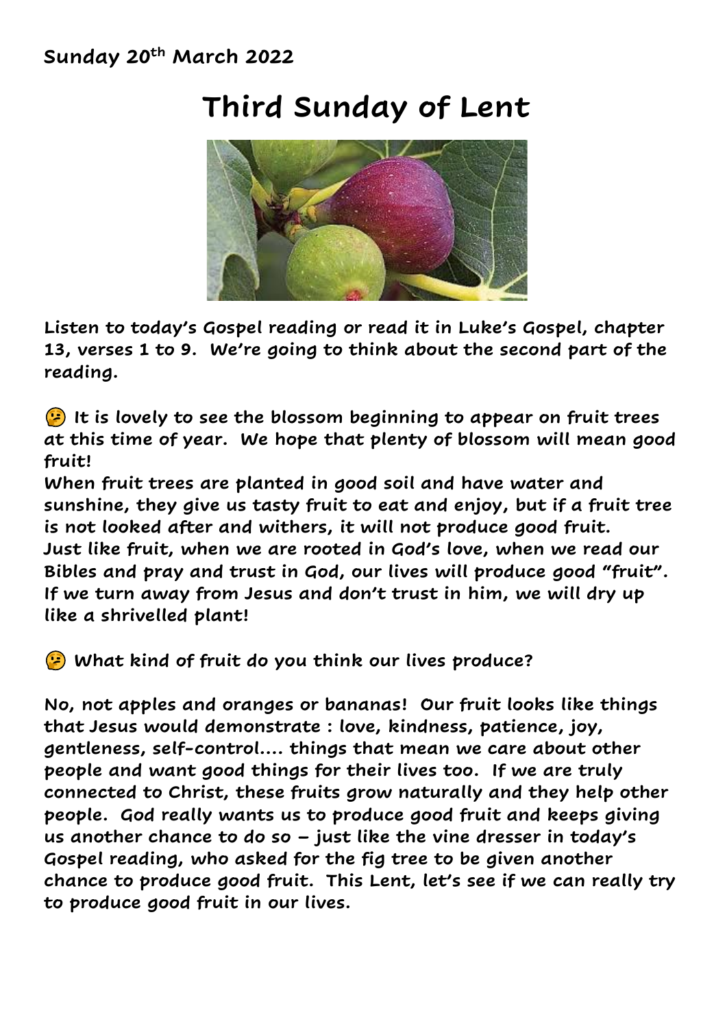**Sunday 20th March 2022**

# Third Sunday of Lent

**Listen to today's Gospel reading or read it in Luke's Gospel, chapter 13, verses 1 to 9. We're going to think about the second part of the reading.**

🤔 **It is lovely to see the blossom beginning to appear on fruit trees at this time of year. We hope that plenty of blossom will mean good fruit!**
**When fruit trees are planted in good soil and have water and sunshine, they give us tasty fruit to eat and enjoy, but if a fruit tree is not looked after and withers, it will not produce good fruit. Just like fruit, when we are rooted in God's love, when we read our Bibles and pray and trust in God, our lives will produce good "fruit". If we turn away from Jesus and don't trust in him, we will dry up like a shrivelled plant!**

🤔 **What kind of fruit do you think our lives produce?**

**No, not apples and oranges or bananas! Our fruit looks like things that Jesus would demonstrate : love, kindness, patience, joy, gentleness, self-control…. things that mean we care about other people and want good things for their lives too. If we are truly connected to Christ, these fruits grow naturally and they help other people. God really wants us to produce good fruit and keeps giving us another chance to do so – just like the vine dresser in today's Gospel reading, who asked for the fig tree to be given another chance to produce good fruit. This Lent, let's see if we can really try to produce good fruit in our lives.**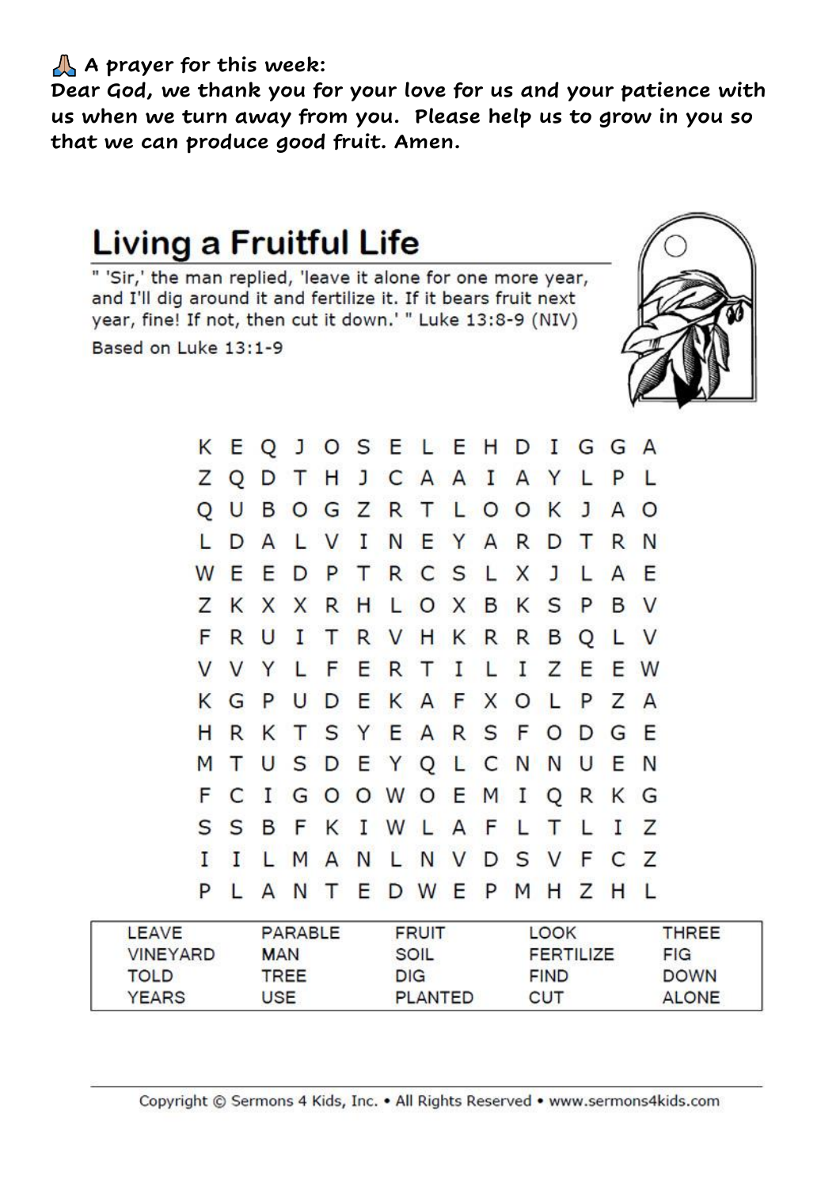🙏 **A prayer for this week:**
**Dear God, we thank you for your love for us and your patience with us when we turn away from you. Please help us to grow in you so that we can produce good fruit. Amen.**

# Living a Fruitful Life

" 'Sir,' the man replied, 'leave it alone for one more year, and I'll dig around it and fertilize it. If it bears fruit next year, fine! If not, then cut it down.' " Luke 13:8-9 (NIV)

Based on Luke 13:1-9

```
K E Q J O S E L E H D I G G A
Z Q D T H J C A A I A Y L P L
Q U B O G Z R T L O O K J A O
L D A L V I N E Y A R D T R N
W E E D P T R C S L X J L A E
Z K X X R H L O X B K S P B V
F R U I T R V H K R R B Q L V
V V Y L F E R T I L I Z E E W
K G P U D E K A F X O L P Z A
H R K T S Y E A R S F O D G E
M T U S D E Y Q L C N N U E N
F C I G O O W O E M I Q R K G
S S B F K I W L A F L T L I Z
I I L M A N L N V D S V F C Z
P L A N T E D W E P M H Z H L
```

| LEAVE | PARABLE | FRUIT | LOOK | THREE |
|---|---|---|---|---|
| VINEYARD | MAN | SOIL | FERTILIZE | FIG |
| TOLD | TREE | DIG | FIND | DOWN |
| YEARS | USE | PLANTED | CUT | ALONE |

Copyright © Sermons 4 Kids, Inc. • All Rights Reserved • www.sermons4kids.com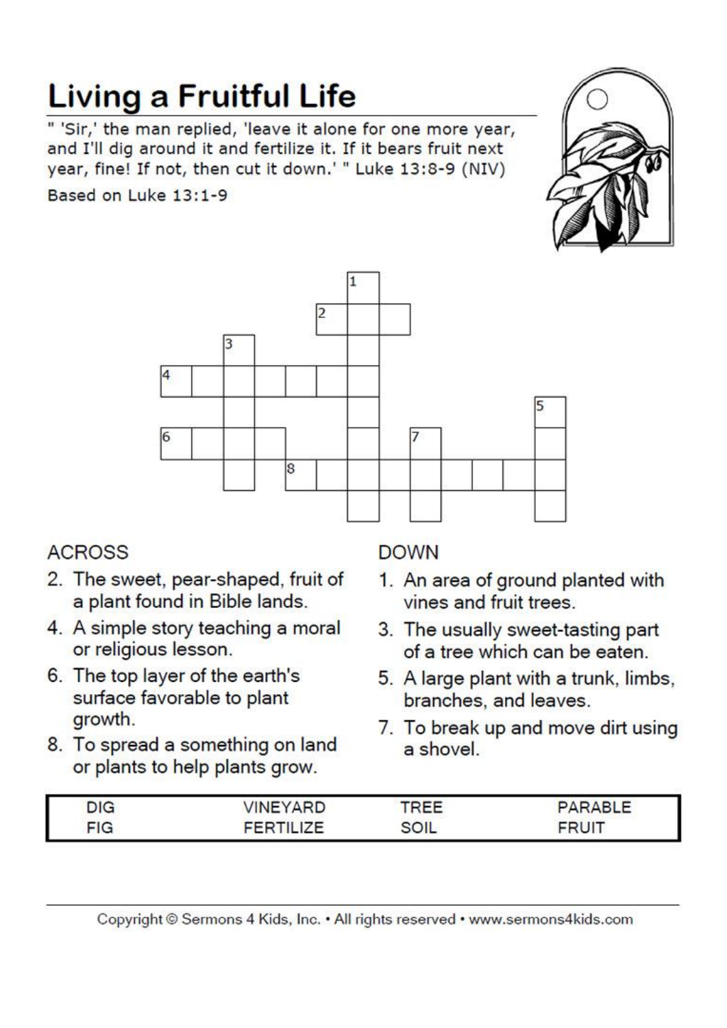# Living a Fruitful Life

" 'Sir,' the man replied, 'leave it alone for one more year, and I'll dig around it and fertilize it. If it bears fruit next year, fine! If not, then cut it down.' " Luke 13:8-9 (NIV)

Based on Luke 13:1-9

## ACROSS

2. The sweet, pear-shaped, fruit of a plant found in Bible lands.
4. A simple story teaching a moral or religious lesson.
6. The top layer of the earth's surface favorable to plant growth.
8. To spread a something on land or plants to help plants grow.

## DOWN

1. An area of ground planted with vines and fruit trees.
3. The usually sweet-tasting part of a tree which can be eaten.
5. A large plant with a trunk, limbs, branches, and leaves.
7. To break up and move dirt using a shovel.

| | | | |
|---|---|---|---|
| DIG | VINEYARD | TREE | PARABLE |
| FIG | FERTILIZE | SOIL | FRUIT |

Copyright © Sermons 4 Kids, Inc. • All rights reserved • www.sermons4kids.com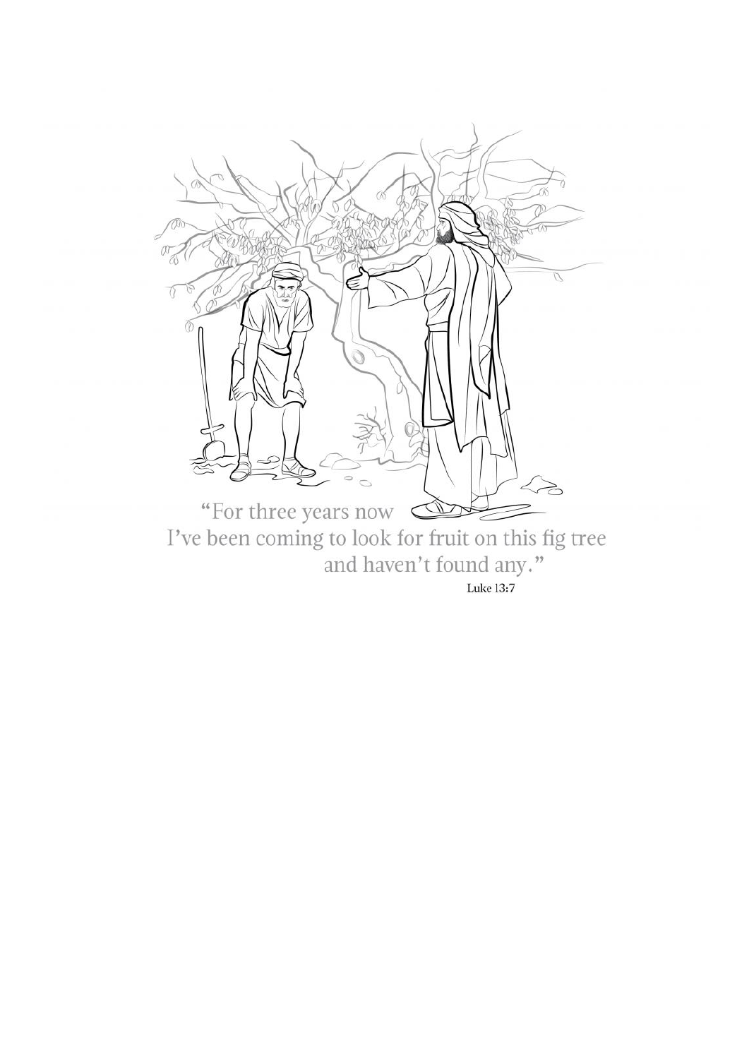"For three years now
I've been coming to look for fruit on this fig tree
and haven't found any."

Luke 13:7